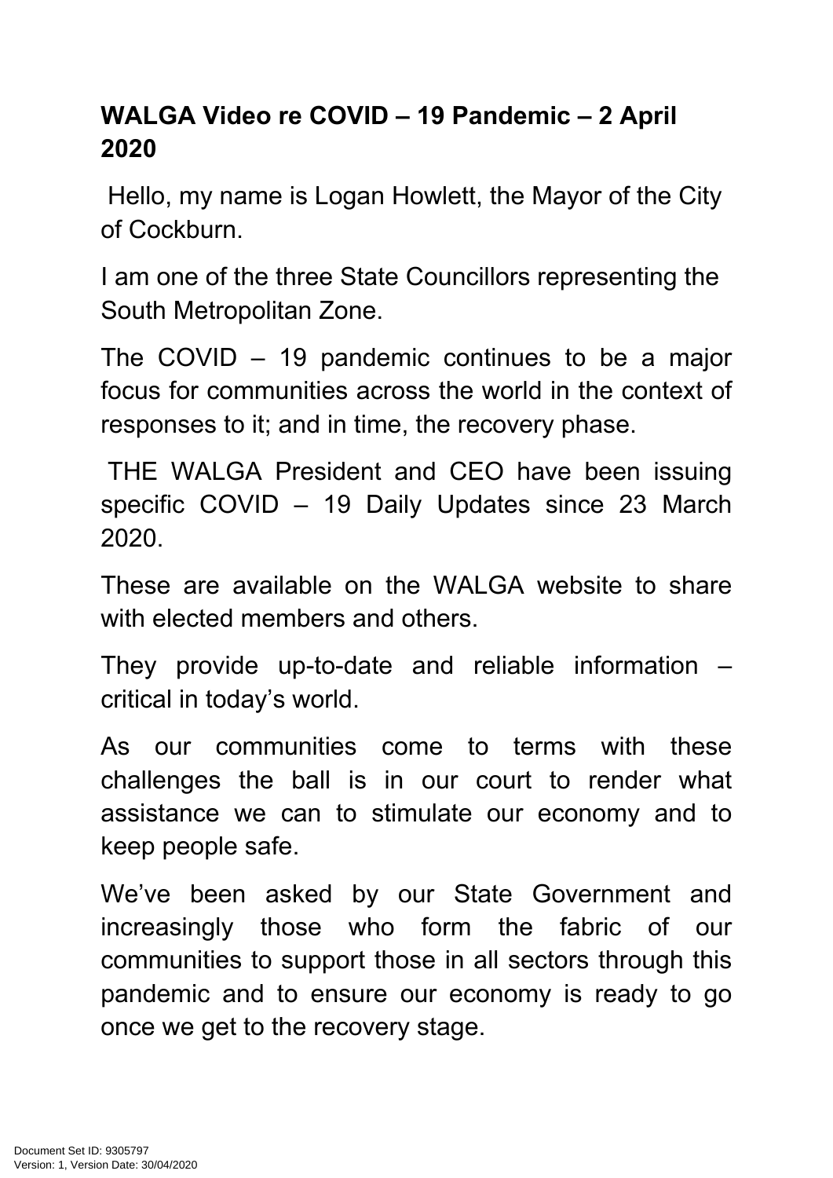# WALGA Video re COVID – 19 Pandemic – 2 April 2020

Hello, my name is Logan Howlett, the Mayor of the City of Cockburn.

I am one of the three State Councillors representing the South Metropolitan Zone.

The COVID – 19 pandemic continues to be a major focus for communities across the world in the context of responses to it; and in time, the recovery phase.

THE WALGA President and CEO have been issuing specific COVID – 19 Daily Updates since 23 March 2020.

These are available on the WALGA website to share with elected members and others.

They provide up-to-date and reliable information – critical in today's world.

As our communities come to terms with these challenges the ball is in our court to render what assistance we can to stimulate our economy and to keep people safe.

We've been asked by our State Government and increasingly those who form the fabric of our communities to support those in all sectors through this pandemic and to ensure our economy is ready to go once we get to the recovery stage.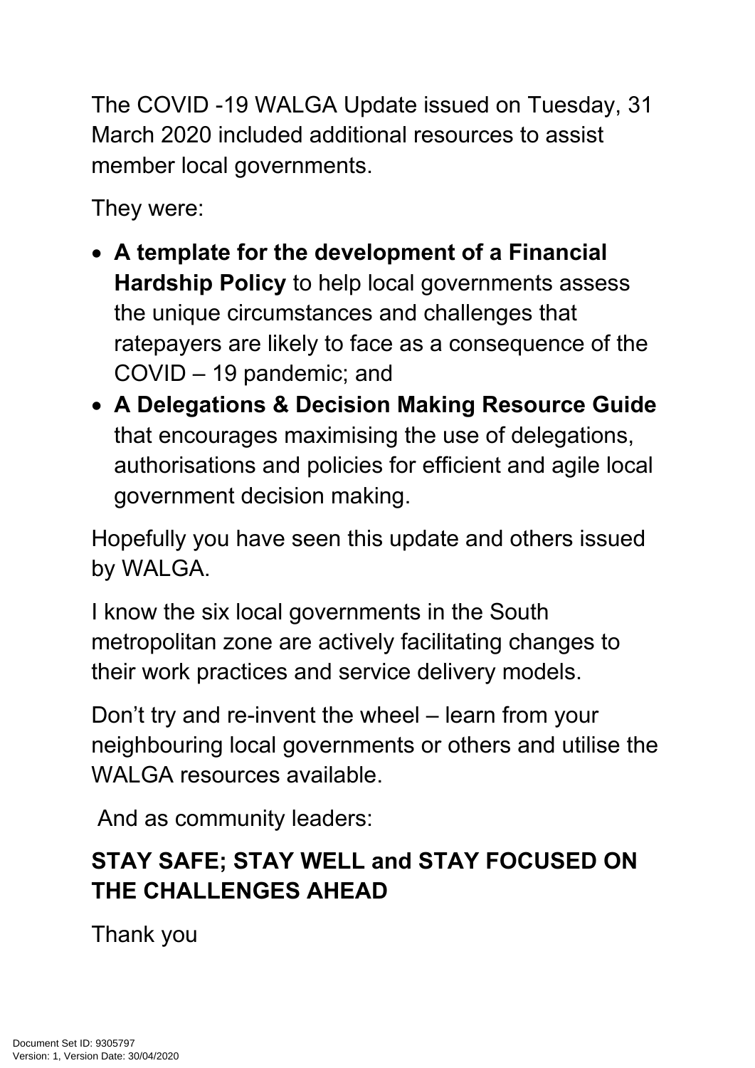The COVID -19 WALGA Update issued on Tuesday, 31 March 2020 included additional resources to assist member local governments.

They were:

- **A template for the development of a Financial Hardship Policy** to help local governments assess the unique circumstances and challenges that ratepayers are likely to face as a consequence of the COVID – 19 pandemic; and
- **A Delegations & Decision Making Resource Guide** that encourages maximising the use of delegations, authorisations and policies for efficient and agile local government decision making.

Hopefully you have seen this update and others issued by WALGA.

I know the six local governments in the South metropolitan zone are actively facilitating changes to their work practices and service delivery models.

Don't try and re-invent the wheel – learn from your neighbouring local governments or others and utilise the WALGA resources available.

And as community leaders:

**STAY SAFE; STAY WELL and STAY FOCUSED ON THE CHALLENGES AHEAD**

Thank you